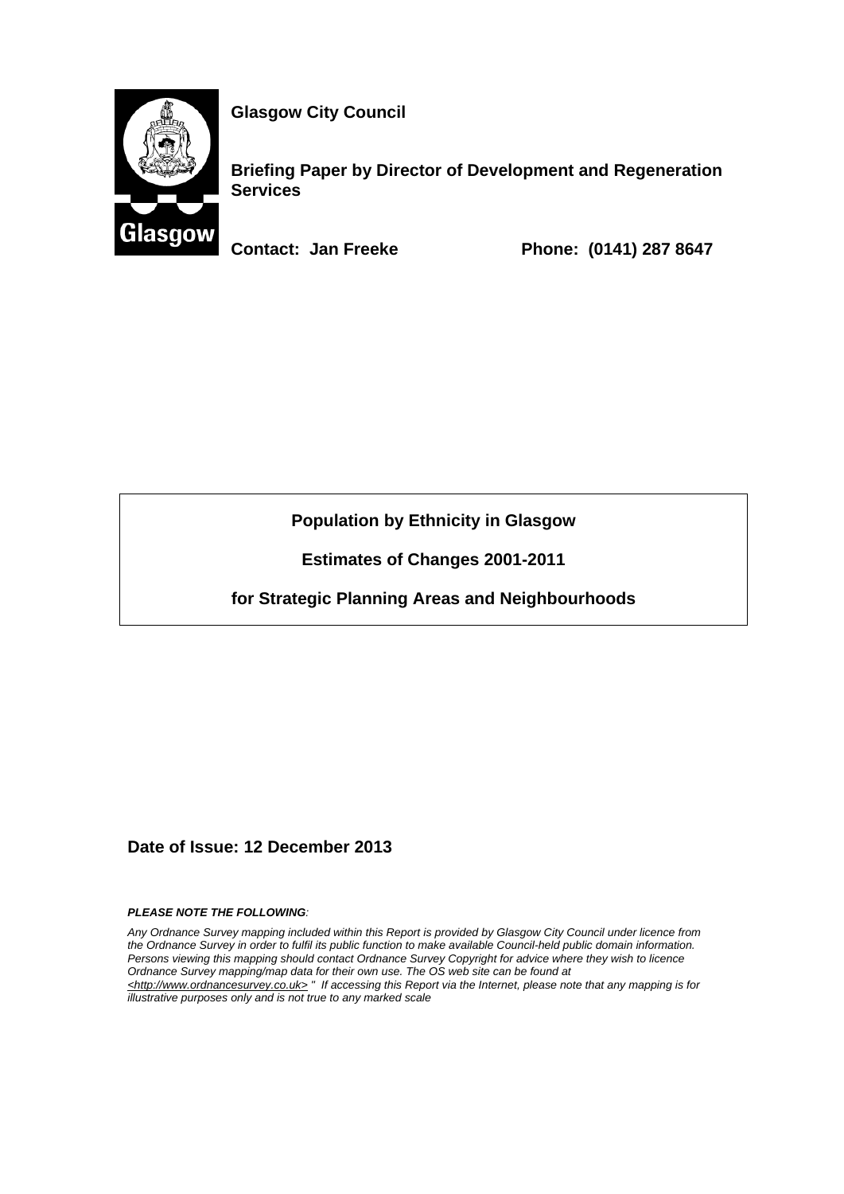**Glasgow City Council**

**Briefing Paper by Director of Development and Regeneration Services**

**Contact: Jan Freeke** **Phone: (0141) 287 8647**

# Population by Ethnicity in Glasgow

## Estimates of Changes 2001-2011

## for Strategic Planning Areas and Neighbourhoods

**Date of Issue: 12 December 2013**

***PLEASE NOTE THE FOLLOWING:***

*Any Ordnance Survey mapping included within this Report is provided by Glasgow City Council under licence from the Ordnance Survey in order to fulfil its public function to make available Council-held public domain information. Persons viewing this mapping should contact Ordnance Survey Copyright for advice where they wish to licence Ordnance Survey mapping/map data for their own use. The OS web site can be found at <http://www.ordnancesurvey.co.uk> " If accessing this Report via the Internet, please note that any mapping is for illustrative purposes only and is not true to any marked scale*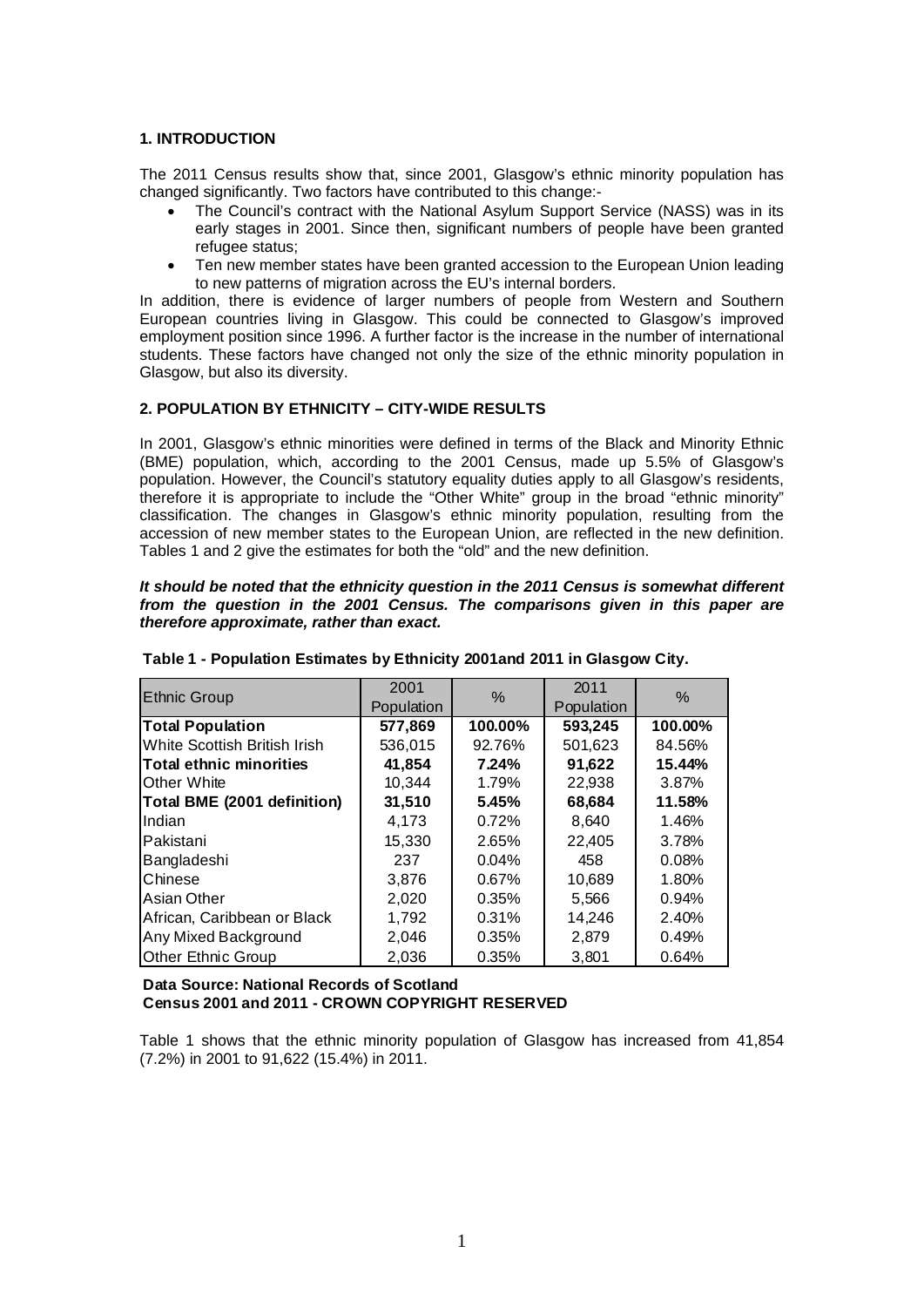## 1. INTRODUCTION

The 2011 Census results show that, since 2001, Glasgow's ethnic minority population has changed significantly. Two factors have contributed to this change:-

- The Council's contract with the National Asylum Support Service (NASS) was in its early stages in 2001. Since then, significant numbers of people have been granted refugee status;
- Ten new member states have been granted accession to the European Union leading to new patterns of migration across the EU's internal borders.

In addition, there is evidence of larger numbers of people from Western and Southern European countries living in Glasgow. This could be connected to Glasgow's improved employment position since 1996. A further factor is the increase in the number of international students. These factors have changed not only the size of the ethnic minority population in Glasgow, but also its diversity.

## 2. POPULATION BY ETHNICITY – CITY-WIDE RESULTS

In 2001, Glasgow's ethnic minorities were defined in terms of the Black and Minority Ethnic (BME) population, which, according to the 2001 Census, made up 5.5% of Glasgow's population. However, the Council's statutory equality duties apply to all Glasgow's residents, therefore it is appropriate to include the "Other White" group in the broad "ethnic minority" classification. The changes in Glasgow's ethnic minority population, resulting from the accession of new member states to the European Union, are reflected in the new definition. Tables 1 and 2 give the estimates for both the "old" and the new definition.

***It should be noted that the ethnicity question in the 2011 Census is somewhat different from the question in the 2001 Census. The comparisons given in this paper are therefore approximate, rather than exact.***

**Table 1 - Population Estimates by Ethnicity 2001and 2011 in Glasgow City.**

| Ethnic Group | 2001 Population | % | 2011 Population | % |
|---|---|---|---|---|
| **Total Population** | **577,869** | **100.00%** | **593,245** | **100.00%** |
| White Scottish British Irish | 536,015 | 92.76% | 501,623 | 84.56% |
| **Total ethnic minorities** | **41,854** | **7.24%** | **91,622** | **15.44%** |
| Other White | 10,344 | 1.79% | 22,938 | 3.87% |
| **Total BME (2001 definition)** | **31,510** | **5.45%** | **68,684** | **11.58%** |
| Indian | 4,173 | 0.72% | 8,640 | 1.46% |
| Pakistani | 15,330 | 2.65% | 22,405 | 3.78% |
| Bangladeshi | 237 | 0.04% | 458 | 0.08% |
| Chinese | 3,876 | 0.67% | 10,689 | 1.80% |
| Asian Other | 2,020 | 0.35% | 5,566 | 0.94% |
| African, Caribbean or Black | 1,792 | 0.31% | 14,246 | 2.40% |
| Any Mixed Background | 2,046 | 0.35% | 2,879 | 0.49% |
| Other Ethnic Group | 2,036 | 0.35% | 3,801 | 0.64% |

**Data Source: National Records of Scotland**
**Census 2001 and 2011 - CROWN COPYRIGHT RESERVED**

Table 1 shows that the ethnic minority population of Glasgow has increased from 41,854 (7.2%) in 2001 to 91,622 (15.4%) in 2011.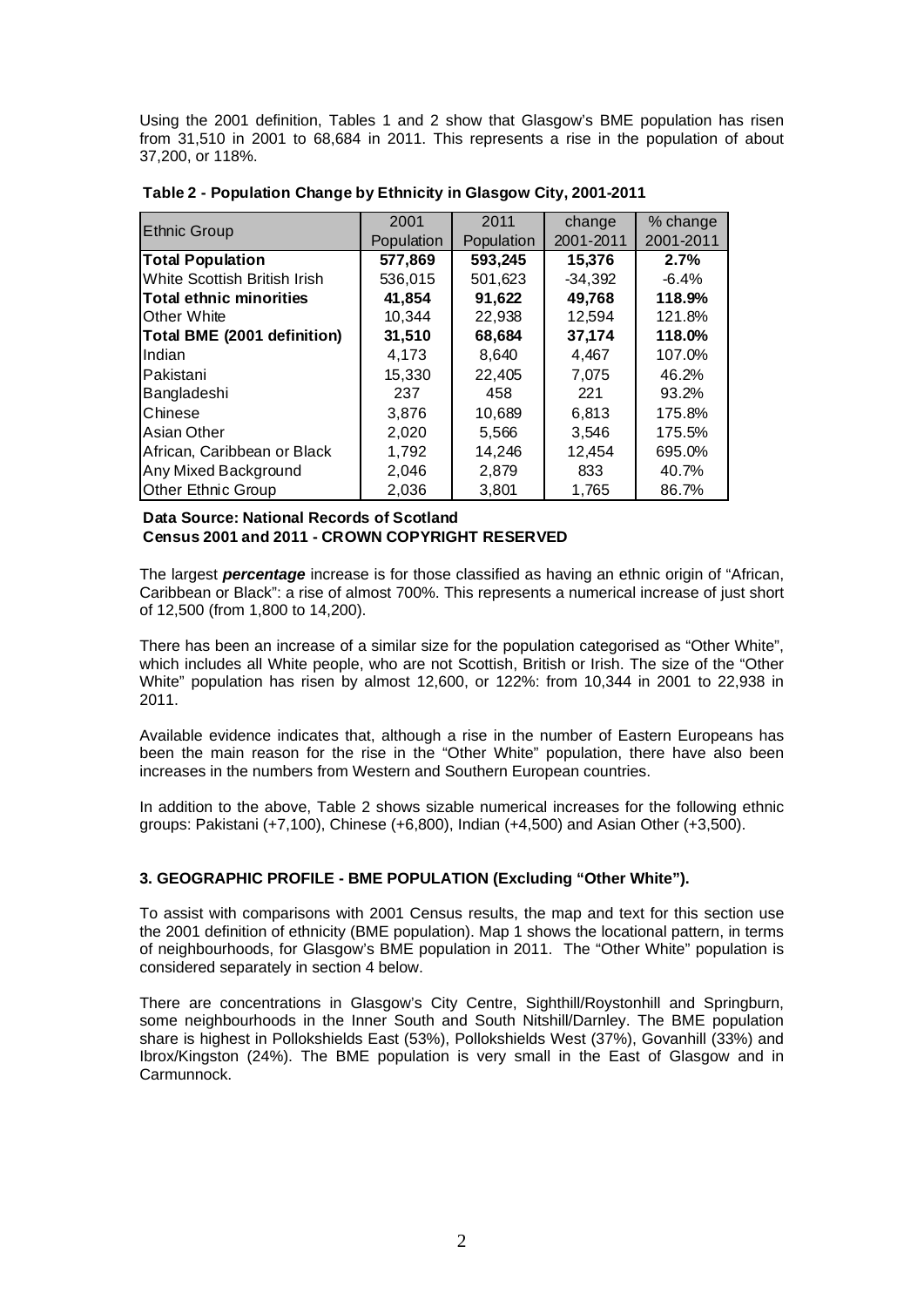Using the 2001 definition, Tables 1 and 2 show that Glasgow's BME population has risen from 31,510 in 2001 to 68,684 in 2011. This represents a rise in the population of about 37,200, or 118%.

**Table 2 - Population Change by Ethnicity in Glasgow City, 2001-2011**

| Ethnic Group | 2001 Population | 2011 Population | change 2001-2011 | % change 2001-2011 |
|---|---|---|---|---|
| **Total Population** | **577,869** | **593,245** | **15,376** | **2.7%** |
| White Scottish British Irish | 536,015 | 501,623 | -34,392 | -6.4% |
| **Total ethnic minorities** | **41,854** | **91,622** | **49,768** | **118.9%** |
| Other White | 10,344 | 22,938 | 12,594 | 121.8% |
| **Total BME (2001 definition)** | **31,510** | **68,684** | **37,174** | **118.0%** |
| Indian | 4,173 | 8,640 | 4,467 | 107.0% |
| Pakistani | 15,330 | 22,405 | 7,075 | 46.2% |
| Bangladeshi | 237 | 458 | 221 | 93.2% |
| Chinese | 3,876 | 10,689 | 6,813 | 175.8% |
| Asian Other | 2,020 | 5,566 | 3,546 | 175.5% |
| African, Caribbean or Black | 1,792 | 14,246 | 12,454 | 695.0% |
| Any Mixed Background | 2,046 | 2,879 | 833 | 40.7% |
| Other Ethnic Group | 2,036 | 3,801 | 1,765 | 86.7% |

**Data Source: National Records of Scotland**
**Census 2001 and 2011 - CROWN COPYRIGHT RESERVED**

The largest ***percentage*** increase is for those classified as having an ethnic origin of "African, Caribbean or Black": a rise of almost 700%. This represents a numerical increase of just short of 12,500 (from 1,800 to 14,200).

There has been an increase of a similar size for the population categorised as "Other White", which includes all White people, who are not Scottish, British or Irish. The size of the "Other White" population has risen by almost 12,600, or 122%: from 10,344 in 2001 to 22,938 in 2011.

Available evidence indicates that, although a rise in the number of Eastern Europeans has been the main reason for the rise in the "Other White" population, there have also been increases in the numbers from Western and Southern European countries.

In addition to the above, Table 2 shows sizable numerical increases for the following ethnic groups: Pakistani (+7,100), Chinese (+6,800), Indian (+4,500) and Asian Other (+3,500).

### 3. GEOGRAPHIC PROFILE - BME POPULATION (Excluding "Other White").

To assist with comparisons with 2001 Census results, the map and text for this section use the 2001 definition of ethnicity (BME population). Map 1 shows the locational pattern, in terms of neighbourhoods, for Glasgow's BME population in 2011. The "Other White" population is considered separately in section 4 below.

There are concentrations in Glasgow's City Centre, Sighthill/Roystonhill and Springburn, some neighbourhoods in the Inner South and South Nitshill/Darnley. The BME population share is highest in Pollokshields East (53%), Pollokshields West (37%), Govanhill (33%) and Ibrox/Kingston (24%). The BME population is very small in the East of Glasgow and in Carmunnock.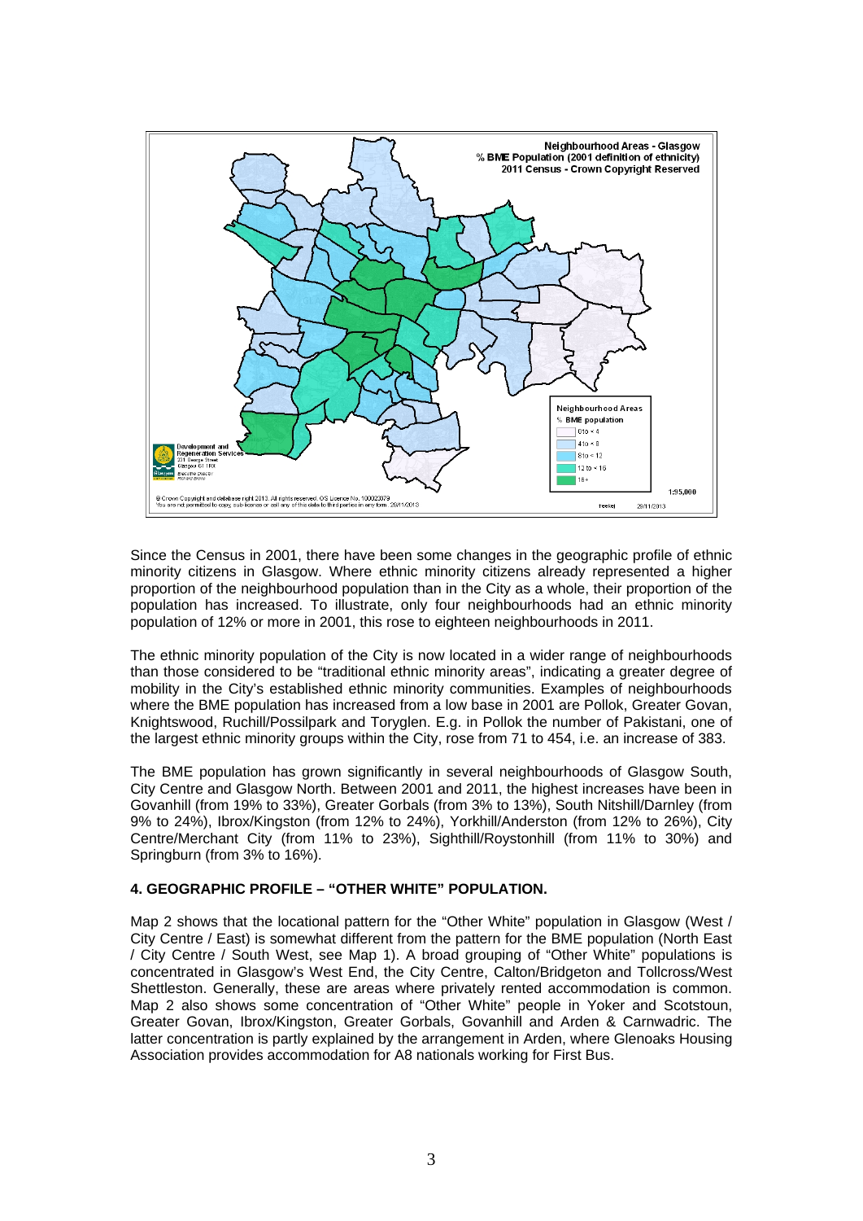Since the Census in 2001, there have been some changes in the geographic profile of ethnic minority citizens in Glasgow. Where ethnic minority citizens already represented a higher proportion of the neighbourhood population than in the City as a whole, their proportion of the population has increased. To illustrate, only four neighbourhoods had an ethnic minority population of 12% or more in 2001, this rose to eighteen neighbourhoods in 2011.

The ethnic minority population of the City is now located in a wider range of neighbourhoods than those considered to be "traditional ethnic minority areas", indicating a greater degree of mobility in the City's established ethnic minority communities. Examples of neighbourhoods where the BME population has increased from a low base in 2001 are Pollok, Greater Govan, Knightswood, Ruchill/Possilpark and Toryglen. E.g. in Pollok the number of Pakistani, one of the largest ethnic minority groups within the City, rose from 71 to 454, i.e. an increase of 383.

The BME population has grown significantly in several neighbourhoods of Glasgow South, City Centre and Glasgow North. Between 2001 and 2011, the highest increases have been in Govanhill (from 19% to 33%), Greater Gorbals (from 3% to 13%), South Nitshill/Darnley (from 9% to 24%), Ibrox/Kingston (from 12% to 24%), Yorkhill/Anderston (from 12% to 26%), City Centre/Merchant City (from 11% to 23%), Sighthill/Roystonhill (from 11% to 30%) and Springburn (from 3% to 16%).

## 4. GEOGRAPHIC PROFILE – "OTHER WHITE" POPULATION.

Map 2 shows that the locational pattern for the "Other White" population in Glasgow (West / City Centre / East) is somewhat different from the pattern for the BME population (North East / City Centre / South West, see Map 1). A broad grouping of "Other White" populations is concentrated in Glasgow's West End, the City Centre, Calton/Bridgeton and Tollcross/West Shettleston. Generally, these are areas where privately rented accommodation is common. Map 2 also shows some concentration of "Other White" people in Yoker and Scotstoun, Greater Govan, Ibrox/Kingston, Greater Gorbals, Govanhill and Arden & Carnwadric. The latter concentration is partly explained by the arrangement in Arden, where Glenoaks Housing Association provides accommodation for A8 nationals working for First Bus.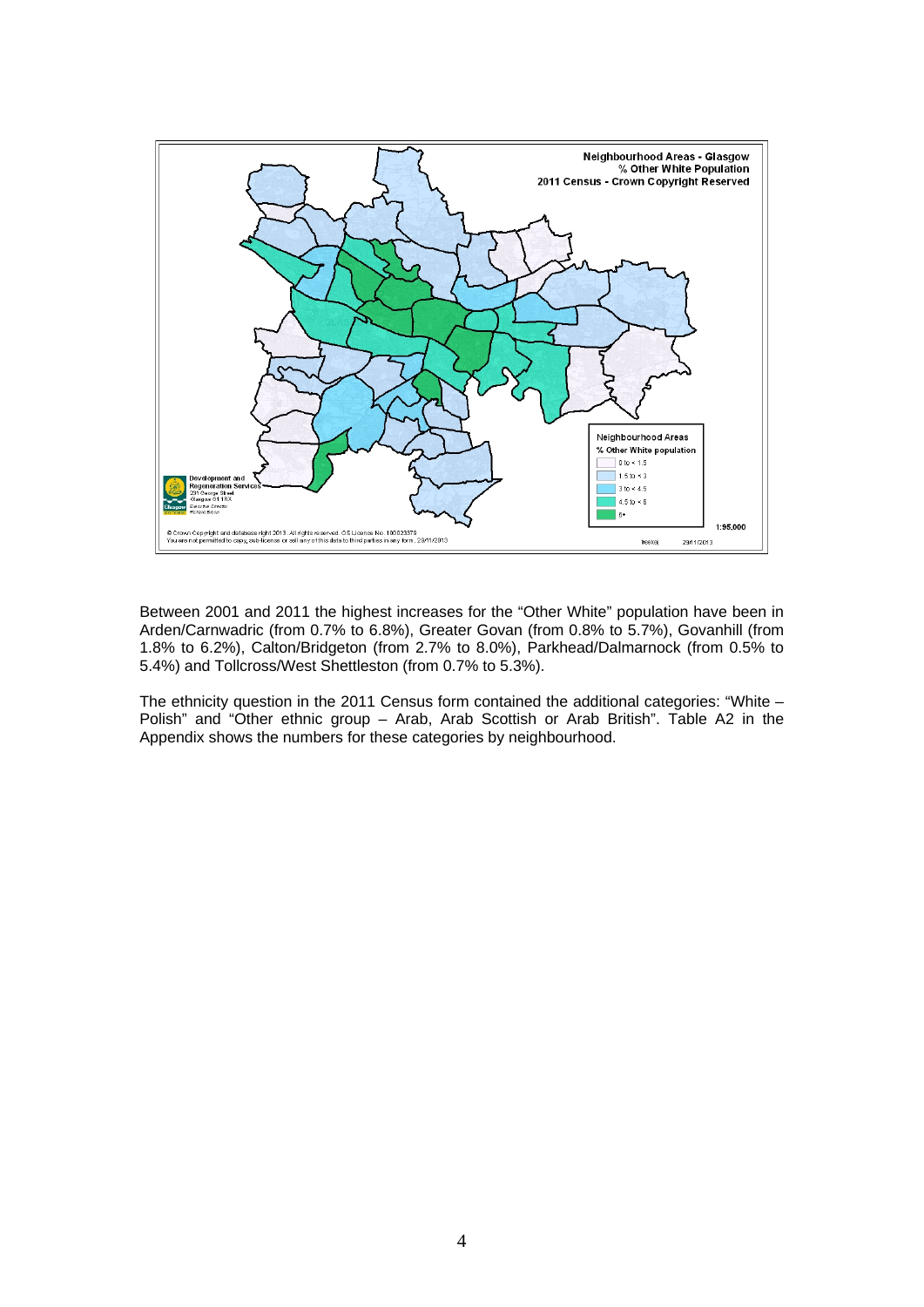Between 2001 and 2011 the highest increases for the "Other White" population have been in Arden/Carnwadric (from 0.7% to 6.8%), Greater Govan (from 0.8% to 5.7%), Govanhill (from 1.8% to 6.2%), Calton/Bridgeton (from 2.7% to 8.0%), Parkhead/Dalmarnock (from 0.5% to 5.4%) and Tollcross/West Shettleston (from 0.7% to 5.3%).

The ethnicity question in the 2011 Census form contained the additional categories: "White – Polish" and "Other ethnic group – Arab, Arab Scottish or Arab British". Table A2 in the Appendix shows the numbers for these categories by neighbourhood.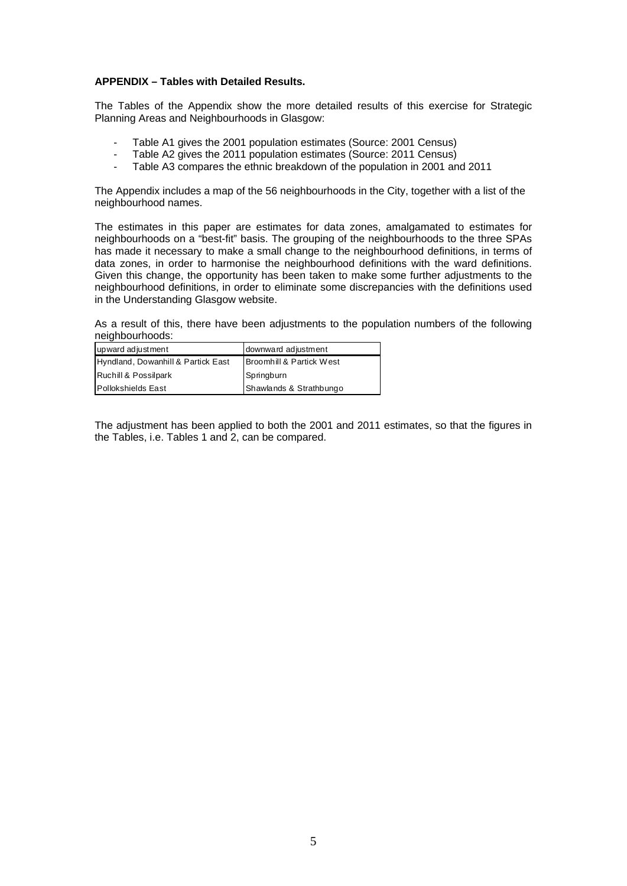**APPENDIX – Tables with Detailed Results.**

The Tables of the Appendix show the more detailed results of this exercise for Strategic Planning Areas and Neighbourhoods in Glasgow:

- Table A1 gives the 2001 population estimates (Source: 2001 Census)
- Table A2 gives the 2011 population estimates (Source: 2011 Census)
- Table A3 compares the ethnic breakdown of the population in 2001 and 2011

The Appendix includes a map of the 56 neighbourhoods in the City, together with a list of the neighbourhood names.

The estimates in this paper are estimates for data zones, amalgamated to estimates for neighbourhoods on a "best-fit" basis. The grouping of the neighbourhoods to the three SPAs has made it necessary to make a small change to the neighbourhood definitions, in terms of data zones, in order to harmonise the neighbourhood definitions with the ward definitions. Given this change, the opportunity has been taken to make some further adjustments to the neighbourhood definitions, in order to eliminate some discrepancies with the definitions used in the Understanding Glasgow website.

As a result of this, there have been adjustments to the population numbers of the following neighbourhoods:

| upward adjustment | downward adjustment |
|---|---|
| Hyndland, Dowanhill & Partick East | Broomhill & Partick West |
| Ruchill & Possilpark | Springburn |
| Pollokshields East | Shawlands & Strathbungo |

The adjustment has been applied to both the 2001 and 2011 estimates, so that the figures in the Tables, i.e. Tables 1 and 2, can be compared.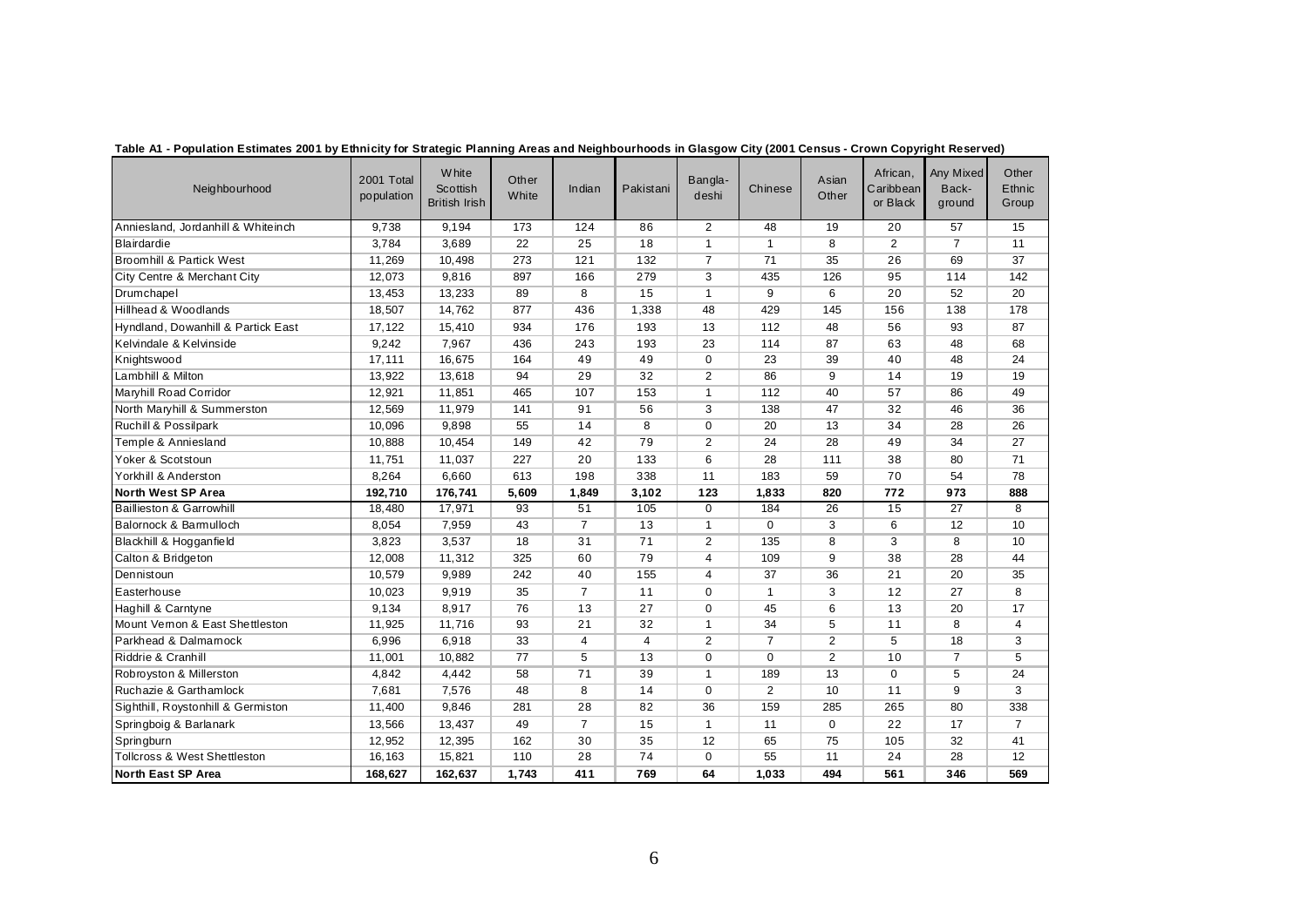**Table A1 - Population Estimates 2001 by Ethnicity for Strategic Planning Areas and Neighbourhoods in Glasgow City (2001 Census - Crown Copyright Reserved)**

| Neighbourhood | 2001 Total population | White Scottish British Irish | Other White | Indian | Pakistani | Bangla-deshi | Chinese | Asian Other | African, Caribbean or Black | Any Mixed Back-ground | Other Ethnic Group |
|---|---|---|---|---|---|---|---|---|---|---|---|
| Anniesland, Jordanhill & Whiteinch | 9,738 | 9,194 | 173 | 124 | 86 | 2 | 48 | 19 | 20 | 57 | 15 |
| Blairdardie | 3,784 | 3,689 | 22 | 25 | 18 | 1 | 1 | 8 | 2 | 7 | 11 |
| Broomhill & Partick West | 11,269 | 10,498 | 273 | 121 | 132 | 7 | 71 | 35 | 26 | 69 | 37 |
| City Centre & Merchant City | 12,073 | 9,816 | 897 | 166 | 279 | 3 | 435 | 126 | 95 | 114 | 142 |
| Drumchapel | 13,453 | 13,233 | 89 | 8 | 15 | 1 | 9 | 6 | 20 | 52 | 20 |
| Hillhead & Woodlands | 18,507 | 14,762 | 877 | 436 | 1,338 | 48 | 429 | 145 | 156 | 138 | 178 |
| Hyndland, Dowanhill & Partick East | 17,122 | 15,410 | 934 | 176 | 193 | 13 | 112 | 48 | 56 | 93 | 87 |
| Kelvindale & Kelvinside | 9,242 | 7,967 | 436 | 243 | 193 | 23 | 114 | 87 | 63 | 48 | 68 |
| Knightswood | 17,111 | 16,675 | 164 | 49 | 49 | 0 | 23 | 39 | 40 | 48 | 24 |
| Lambhill & Milton | 13,922 | 13,618 | 94 | 29 | 32 | 2 | 86 | 9 | 14 | 19 | 19 |
| Maryhill Road Corridor | 12,921 | 11,851 | 465 | 107 | 153 | 1 | 112 | 40 | 57 | 86 | 49 |
| North Maryhill & Summerston | 12,569 | 11,979 | 141 | 91 | 56 | 3 | 138 | 47 | 32 | 46 | 36 |
| Ruchill & Possilpark | 10,096 | 9,898 | 55 | 14 | 8 | 0 | 20 | 13 | 34 | 28 | 26 |
| Temple & Anniesland | 10,888 | 10,454 | 149 | 42 | 79 | 2 | 24 | 28 | 49 | 34 | 27 |
| Yoker & Scotstoun | 11,751 | 11,037 | 227 | 20 | 133 | 6 | 28 | 111 | 38 | 80 | 71 |
| Yorkhill & Anderston | 8,264 | 6,660 | 613 | 198 | 338 | 11 | 183 | 59 | 70 | 54 | 78 |
| **North West SP Area** | **192,710** | **176,741** | **5,609** | **1,849** | **3,102** | **123** | **1,833** | **820** | **772** | **973** | **888** |
| Baillieston & Garrowhill | 18,480 | 17,971 | 93 | 51 | 105 | 0 | 184 | 26 | 15 | 27 | 8 |
| Balornock & Barmulloch | 8,054 | 7,959 | 43 | 7 | 13 | 1 | 0 | 3 | 6 | 12 | 10 |
| Blackhill & Hogganfield | 3,823 | 3,537 | 18 | 31 | 71 | 2 | 135 | 8 | 3 | 8 | 10 |
| Calton & Bridgeton | 12,008 | 11,312 | 325 | 60 | 79 | 4 | 109 | 9 | 38 | 28 | 44 |
| Dennistoun | 10,579 | 9,989 | 242 | 40 | 155 | 4 | 37 | 36 | 21 | 20 | 35 |
| Easterhouse | 10,023 | 9,919 | 35 | 7 | 11 | 0 | 1 | 3 | 12 | 27 | 8 |
| Haghill & Carntyne | 9,134 | 8,917 | 76 | 13 | 27 | 0 | 45 | 6 | 13 | 20 | 17 |
| Mount Vernon & East Shettleston | 11,925 | 11,716 | 93 | 21 | 32 | 1 | 34 | 5 | 11 | 8 | 4 |
| Parkhead & Dalmarnock | 6,996 | 6,918 | 33 | 4 | 4 | 2 | 7 | 2 | 5 | 18 | 3 |
| Riddrie & Cranhill | 11,001 | 10,882 | 77 | 5 | 13 | 0 | 0 | 2 | 10 | 7 | 5 |
| Robroyston & Millerston | 4,842 | 4,442 | 58 | 71 | 39 | 1 | 189 | 13 | 0 | 5 | 24 |
| Ruchazie & Garthamlock | 7,681 | 7,576 | 48 | 8 | 14 | 0 | 2 | 10 | 11 | 9 | 3 |
| Sighthill, Roystonhill & Germiston | 11,400 | 9,846 | 281 | 28 | 82 | 36 | 159 | 285 | 265 | 80 | 338 |
| Springboig & Barlanark | 13,566 | 13,437 | 49 | 7 | 15 | 1 | 11 | 0 | 22 | 17 | 7 |
| Springburn | 12,952 | 12,395 | 162 | 30 | 35 | 12 | 65 | 75 | 105 | 32 | 41 |
| Tollcross & West Shettleston | 16,163 | 15,821 | 110 | 28 | 74 | 0 | 55 | 11 | 24 | 28 | 12 |
| **North East SP Area** | **168,627** | **162,637** | **1,743** | **411** | **769** | **64** | **1,033** | **494** | **561** | **346** | **569** |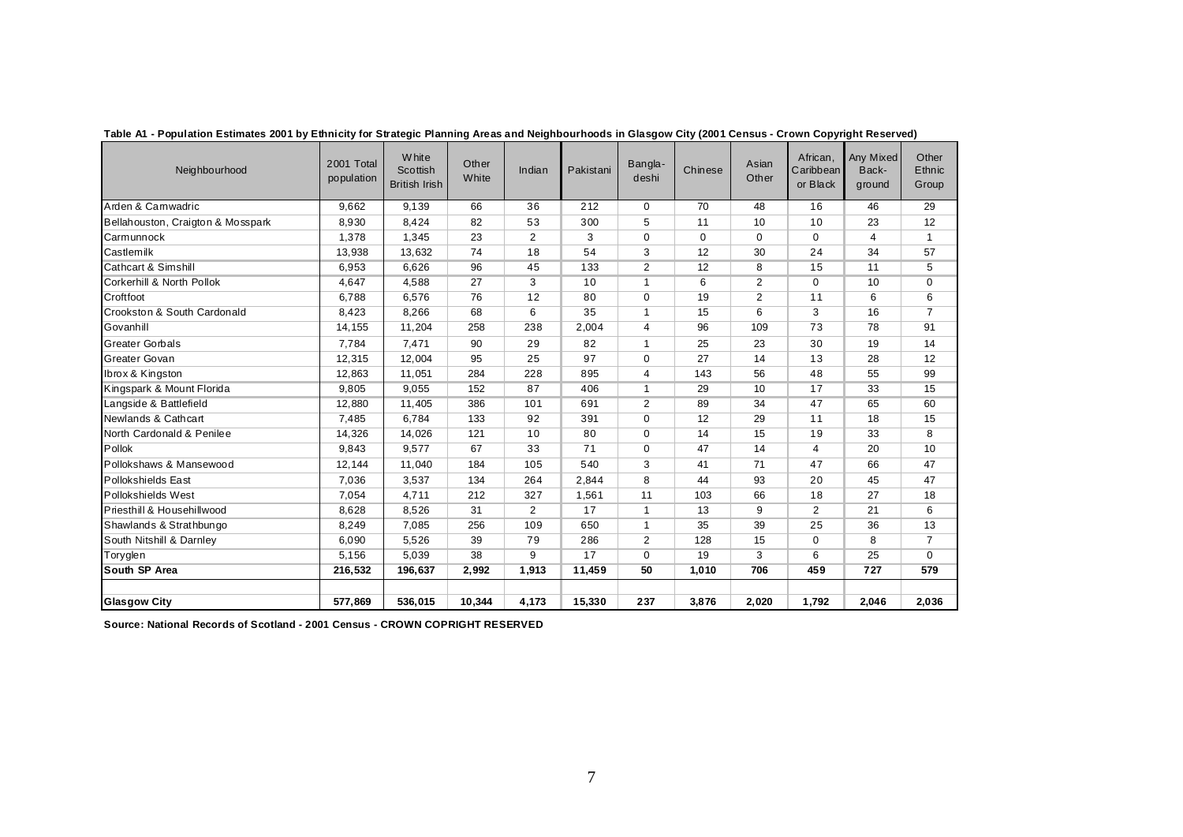**Table A1 - Population Estimates 2001 by Ethnicity for Strategic Planning Areas and Neighbourhoods in Glasgow City (2001 Census - Crown Copyright Reserved)**

| Neighbourhood | 2001 Total population | White Scottish British Irish | Other White | Indian | Pakistani | Bangla-deshi | Chinese | Asian Other | African, Caribbean or Black | Any Mixed Back-ground | Other Ethnic Group |
|---|---|---|---|---|---|---|---|---|---|---|---|
| Arden & Carnwadric | 9,662 | 9,139 | 66 | 36 | 212 | 0 | 70 | 48 | 16 | 46 | 29 |
| Bellahouston, Craigton & Mosspark | 8,930 | 8,424 | 82 | 53 | 300 | 5 | 11 | 10 | 10 | 23 | 12 |
| Carmunnock | 1,378 | 1,345 | 23 | 2 | 3 | 0 | 0 | 0 | 0 | 4 | 1 |
| Castlemilk | 13,938 | 13,632 | 74 | 18 | 54 | 3 | 12 | 30 | 24 | 34 | 57 |
| Cathcart & Simshill | 6,953 | 6,626 | 96 | 45 | 133 | 2 | 12 | 8 | 15 | 11 | 5 |
| Corkerhill & North Pollok | 4,647 | 4,588 | 27 | 3 | 10 | 1 | 6 | 2 | 0 | 10 | 0 |
| Croftfoot | 6,788 | 6,576 | 76 | 12 | 80 | 0 | 19 | 2 | 11 | 6 | 6 |
| Crookston & South Cardonald | 8,423 | 8,266 | 68 | 6 | 35 | 1 | 15 | 6 | 3 | 16 | 7 |
| Govanhill | 14,155 | 11,204 | 258 | 238 | 2,004 | 4 | 96 | 109 | 73 | 78 | 91 |
| Greater Gorbals | 7,784 | 7,471 | 90 | 29 | 82 | 1 | 25 | 23 | 30 | 19 | 14 |
| Greater Govan | 12,315 | 12,004 | 95 | 25 | 97 | 0 | 27 | 14 | 13 | 28 | 12 |
| Ibrox & Kingston | 12,863 | 11,051 | 284 | 228 | 895 | 4 | 143 | 56 | 48 | 55 | 99 |
| Kingspark & Mount Florida | 9,805 | 9,055 | 152 | 87 | 406 | 1 | 29 | 10 | 17 | 33 | 15 |
| Langside & Battlefield | 12,880 | 11,405 | 386 | 101 | 691 | 2 | 89 | 34 | 47 | 65 | 60 |
| Newlands & Cathcart | 7,485 | 6,784 | 133 | 92 | 391 | 0 | 12 | 29 | 11 | 18 | 15 |
| North Cardonald & Penilee | 14,326 | 14,026 | 121 | 10 | 80 | 0 | 14 | 15 | 19 | 33 | 8 |
| Pollok | 9,843 | 9,577 | 67 | 33 | 71 | 0 | 47 | 14 | 4 | 20 | 10 |
| Pollokshaws & Mansewood | 12,144 | 11,040 | 184 | 105 | 540 | 3 | 41 | 71 | 47 | 66 | 47 |
| Pollokshields East | 7,036 | 3,537 | 134 | 264 | 2,844 | 8 | 44 | 93 | 20 | 45 | 47 |
| Pollokshields West | 7,054 | 4,711 | 212 | 327 | 1,561 | 11 | 103 | 66 | 18 | 27 | 18 |
| Priesthill & Househillwood | 8,628 | 8,526 | 31 | 2 | 17 | 1 | 13 | 9 | 2 | 21 | 6 |
| Shawlands & Strathbungo | 8,249 | 7,085 | 256 | 109 | 650 | 1 | 35 | 39 | 25 | 36 | 13 |
| South Nitshill & Darnley | 6,090 | 5,526 | 39 | 79 | 286 | 2 | 128 | 15 | 0 | 8 | 7 |
| Toryglen | 5,156 | 5,039 | 38 | 9 | 17 | 0 | 19 | 3 | 6 | 25 | 0 |
| **South SP Area** | **216,532** | **196,637** | **2,992** | **1,913** | **11,459** | **50** | **1,010** | **706** | **459** | **727** | **579** |
| | | | | | | | | | | | |
| **Glasgow City** | **577,869** | **536,015** | **10,344** | **4,173** | **15,330** | **237** | **3,876** | **2,020** | **1,792** | **2,046** | **2,036** |

**Source: National Records of Scotland - 2001 Census - CROWN COPRIGHT RESERVED**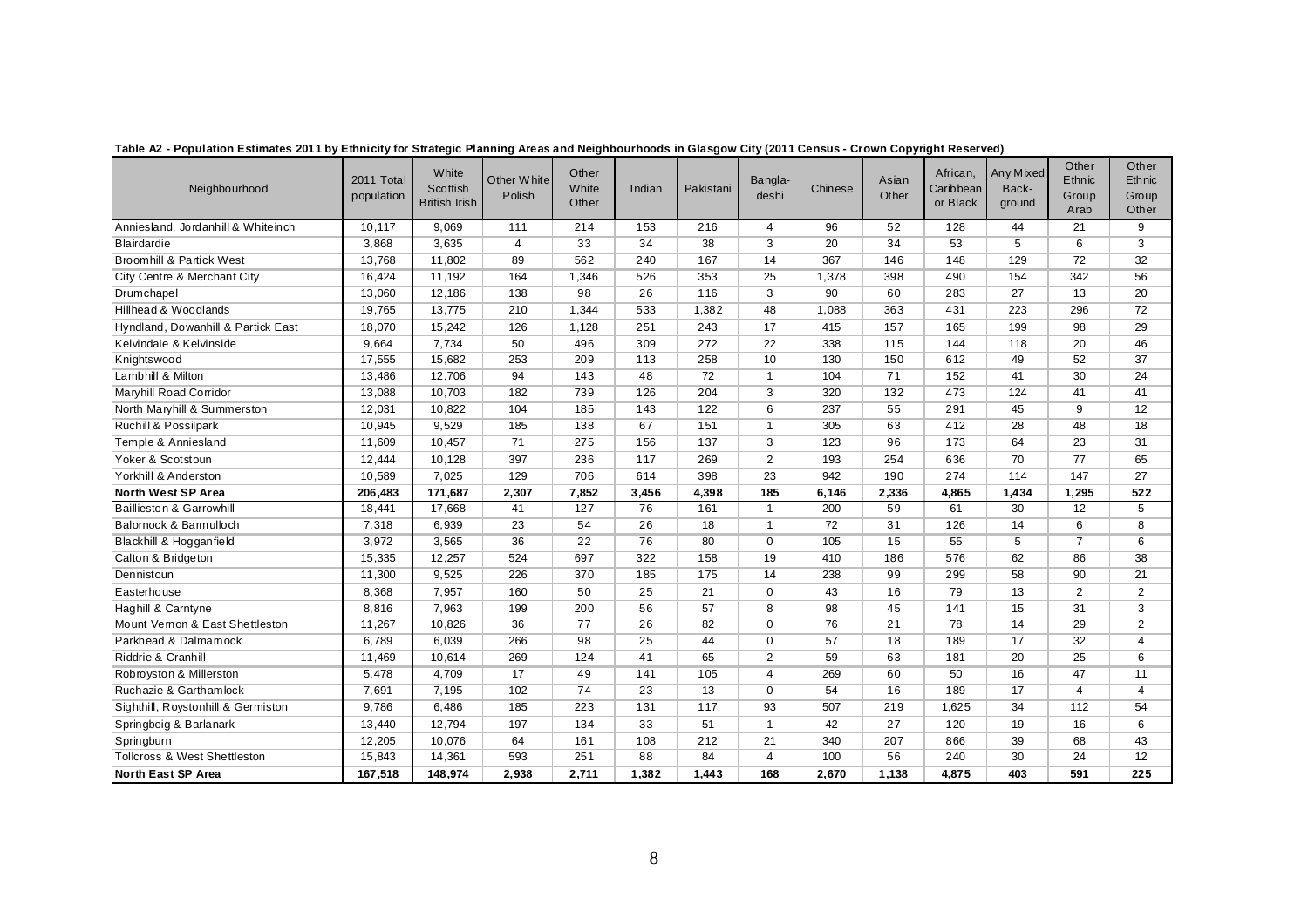**Table A2 - Population Estimates 2011 by Ethnicity for Strategic Planning Areas and Neighbourhoods in Glasgow City (2011 Census - Crown Copyright Reserved)**

| Neighbourhood | 2011 Total population | White Scottish British Irish | Other White Polish | Other White Other | Indian | Pakistani | Bangla-deshi | Chinese | Asian Other | African, Caribbean or Black | Any Mixed Back-ground | Other Ethnic Group Arab | Other Ethnic Group Other |
|---|---|---|---|---|---|---|---|---|---|---|---|---|---|
| Anniesland, Jordanhill & Whiteinch | 10,117 | 9,069 | 111 | 214 | 153 | 216 | 4 | 96 | 52 | 128 | 44 | 21 | 9 |
| Blairdardie | 3,868 | 3,635 | 4 | 33 | 34 | 38 | 3 | 20 | 34 | 53 | 5 | 6 | 3 |
| Broomhill & Partick West | 13,768 | 11,802 | 89 | 562 | 240 | 167 | 14 | 367 | 146 | 148 | 129 | 72 | 32 |
| City Centre & Merchant City | 16,424 | 11,192 | 164 | 1,346 | 526 | 353 | 25 | 1,378 | 398 | 490 | 154 | 342 | 56 |
| Drumchapel | 13,060 | 12,186 | 138 | 98 | 26 | 116 | 3 | 90 | 60 | 283 | 27 | 13 | 20 |
| Hillhead & Woodlands | 19,765 | 13,775 | 210 | 1,344 | 533 | 1,382 | 48 | 1,088 | 363 | 431 | 223 | 296 | 72 |
| Hyndland, Dowanhill & Partick East | 18,070 | 15,242 | 126 | 1,128 | 251 | 243 | 17 | 415 | 157 | 165 | 199 | 98 | 29 |
| Kelvindale & Kelvinside | 9,664 | 7,734 | 50 | 496 | 309 | 272 | 22 | 338 | 115 | 144 | 118 | 20 | 46 |
| Knightswood | 17,555 | 15,682 | 253 | 209 | 113 | 258 | 10 | 130 | 150 | 612 | 49 | 52 | 37 |
| Lambhill & Milton | 13,486 | 12,706 | 94 | 143 | 48 | 72 | 1 | 104 | 71 | 152 | 41 | 30 | 24 |
| Maryhill Road Corridor | 13,088 | 10,703 | 182 | 739 | 126 | 204 | 3 | 320 | 132 | 473 | 124 | 41 | 41 |
| North Maryhill & Summerston | 12,031 | 10,822 | 104 | 185 | 143 | 122 | 6 | 237 | 55 | 291 | 45 | 9 | 12 |
| Ruchill & Possilpark | 10,945 | 9,529 | 185 | 138 | 67 | 151 | 1 | 305 | 63 | 412 | 28 | 48 | 18 |
| Temple & Anniesland | 11,609 | 10,457 | 71 | 275 | 156 | 137 | 3 | 123 | 96 | 173 | 64 | 23 | 31 |
| Yoker & Scotstoun | 12,444 | 10,128 | 397 | 236 | 117 | 269 | 2 | 193 | 254 | 636 | 70 | 77 | 65 |
| Yorkhill & Anderston | 10,589 | 7,025 | 129 | 706 | 614 | 398 | 23 | 942 | 190 | 274 | 114 | 147 | 27 |
| **North West SP Area** | **206,483** | **171,687** | **2,307** | **7,852** | **3,456** | **4,398** | **185** | **6,146** | **2,336** | **4,865** | **1,434** | **1,295** | **522** |
| Baillieston & Garrowhill | 18,441 | 17,668 | 41 | 127 | 76 | 161 | 1 | 200 | 59 | 61 | 30 | 12 | 5 |
| Balornock & Barmulloch | 7,318 | 6,939 | 23 | 54 | 26 | 18 | 1 | 72 | 31 | 126 | 14 | 6 | 8 |
| Blackhill & Hogganfield | 3,972 | 3,565 | 36 | 22 | 76 | 80 | 0 | 105 | 15 | 55 | 5 | 7 | 6 |
| Calton & Bridgeton | 15,335 | 12,257 | 524 | 697 | 322 | 158 | 19 | 410 | 186 | 576 | 62 | 86 | 38 |
| Dennistoun | 11,300 | 9,525 | 226 | 370 | 185 | 175 | 14 | 238 | 99 | 299 | 58 | 90 | 21 |
| Easterhouse | 8,368 | 7,957 | 160 | 50 | 25 | 21 | 0 | 43 | 16 | 79 | 13 | 2 | 2 |
| Haghill & Carntyne | 8,816 | 7,963 | 199 | 200 | 56 | 57 | 8 | 98 | 45 | 141 | 15 | 31 | 3 |
| Mount Vernon & East Shettleston | 11,267 | 10,826 | 36 | 77 | 26 | 82 | 0 | 76 | 21 | 78 | 14 | 29 | 2 |
| Parkhead & Dalmarnock | 6,789 | 6,039 | 266 | 98 | 25 | 44 | 0 | 57 | 18 | 189 | 17 | 32 | 4 |
| Riddrie & Cranhill | 11,469 | 10,614 | 269 | 124 | 41 | 65 | 2 | 59 | 63 | 181 | 20 | 25 | 6 |
| Robroyston & Millerston | 5,478 | 4,709 | 17 | 49 | 141 | 105 | 4 | 269 | 60 | 50 | 16 | 47 | 11 |
| Ruchazie & Garthamlock | 7,691 | 7,195 | 102 | 74 | 23 | 13 | 0 | 54 | 16 | 189 | 17 | 4 | 4 |
| Sighthill, Roystonhill & Germiston | 9,786 | 6,486 | 185 | 223 | 131 | 117 | 93 | 507 | 219 | 1,625 | 34 | 112 | 54 |
| Springboig & Barlanark | 13,440 | 12,794 | 197 | 134 | 33 | 51 | 1 | 42 | 27 | 120 | 19 | 16 | 6 |
| Springburn | 12,205 | 10,076 | 64 | 161 | 108 | 212 | 21 | 340 | 207 | 866 | 39 | 68 | 43 |
| Tollcross & West Shettleston | 15,843 | 14,361 | 593 | 251 | 88 | 84 | 4 | 100 | 56 | 240 | 30 | 24 | 12 |
| **North East SP Area** | **167,518** | **148,974** | **2,938** | **2,711** | **1,382** | **1,443** | **168** | **2,670** | **1,138** | **4,875** | **403** | **591** | **225** |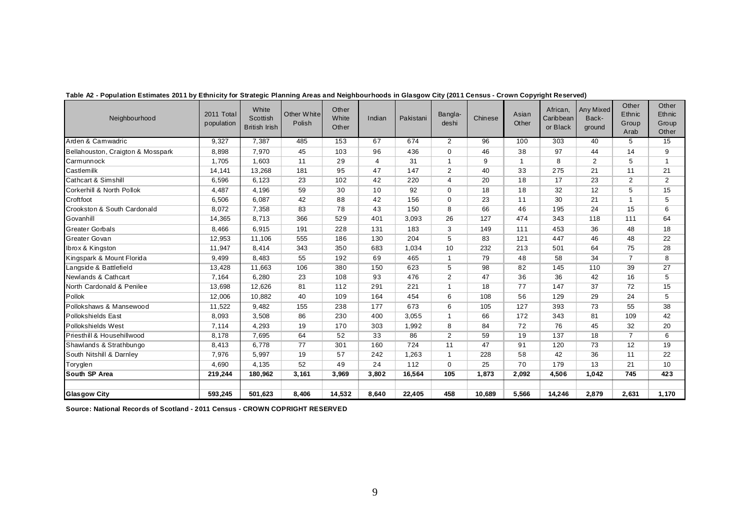**Table A2 - Population Estimates 2011 by Ethnicity for Strategic Planning Areas and Neighbourhoods in Glasgow City (2011 Census - Crown Copyright Reserved)**

| Neighbourhood | 2011 Total population | White Scottish British Irish | Other White Polish | Other White Other | Indian | Pakistani | Bangla-deshi | Chinese | Asian Other | African, Caribbean or Black | Any Mixed Back-ground | Other Ethnic Group Arab | Other Ethnic Group Other |
|---|---|---|---|---|---|---|---|---|---|---|---|---|---|
| Arden & Carnwadric | 9,327 | 7,387 | 485 | 153 | 67 | 674 | 2 | 96 | 100 | 303 | 40 | 5 | 15 |
| Bellahouston, Craigton & Mosspark | 8,898 | 7,970 | 45 | 103 | 96 | 436 | 0 | 46 | 38 | 97 | 44 | 14 | 9 |
| Carmunnock | 1,705 | 1,603 | 11 | 29 | 4 | 31 | 1 | 9 | 1 | 8 | 2 | 5 | 1 |
| Castlemilk | 14,141 | 13,268 | 181 | 95 | 47 | 147 | 2 | 40 | 33 | 275 | 21 | 11 | 21 |
| Cathcart & Simshill | 6,596 | 6,123 | 23 | 102 | 42 | 220 | 4 | 20 | 18 | 17 | 23 | 2 | 2 |
| Corkerhill & North Pollok | 4,487 | 4,196 | 59 | 30 | 10 | 92 | 0 | 18 | 18 | 32 | 12 | 5 | 15 |
| Croftfoot | 6,506 | 6,087 | 42 | 88 | 42 | 156 | 0 | 23 | 11 | 30 | 21 | 1 | 5 |
| Crookston & South Cardonald | 8,072 | 7,358 | 83 | 78 | 43 | 150 | 8 | 66 | 46 | 195 | 24 | 15 | 6 |
| Govanhill | 14,365 | 8,713 | 366 | 529 | 401 | 3,093 | 26 | 127 | 474 | 343 | 118 | 111 | 64 |
| Greater Gorbals | 8,466 | 6,915 | 191 | 228 | 131 | 183 | 3 | 149 | 111 | 453 | 36 | 48 | 18 |
| Greater Govan | 12,953 | 11,106 | 555 | 186 | 130 | 204 | 5 | 83 | 121 | 447 | 46 | 48 | 22 |
| Ibrox & Kingston | 11,947 | 8,414 | 343 | 350 | 683 | 1,034 | 10 | 232 | 213 | 501 | 64 | 75 | 28 |
| Kingspark & Mount Florida | 9,499 | 8,483 | 55 | 192 | 69 | 465 | 1 | 79 | 48 | 58 | 34 | 7 | 8 |
| Langside & Battlefield | 13,428 | 11,663 | 106 | 380 | 150 | 623 | 5 | 98 | 82 | 145 | 110 | 39 | 27 |
| Newlands & Cathcart | 7,164 | 6,280 | 23 | 108 | 93 | 476 | 2 | 47 | 36 | 36 | 42 | 16 | 5 |
| North Cardonald & Penilee | 13,698 | 12,626 | 81 | 112 | 291 | 221 | 1 | 18 | 77 | 147 | 37 | 72 | 15 |
| Pollok | 12,006 | 10,882 | 40 | 109 | 164 | 454 | 6 | 108 | 56 | 129 | 29 | 24 | 5 |
| Pollokshaws & Mansewood | 11,522 | 9,482 | 155 | 238 | 177 | 673 | 6 | 105 | 127 | 393 | 73 | 55 | 38 |
| Pollokshields East | 8,093 | 3,508 | 86 | 230 | 400 | 3,055 | 1 | 66 | 172 | 343 | 81 | 109 | 42 |
| Pollokshields West | 7,114 | 4,293 | 19 | 170 | 303 | 1,992 | 8 | 84 | 72 | 76 | 45 | 32 | 20 |
| Priesthill & Househillwood | 8,178 | 7,695 | 64 | 52 | 33 | 86 | 2 | 59 | 19 | 137 | 18 | 7 | 6 |
| Shawlands & Strathbungo | 8,413 | 6,778 | 77 | 301 | 160 | 724 | 11 | 47 | 91 | 120 | 73 | 12 | 19 |
| South Nitshill & Darnley | 7,976 | 5,997 | 19 | 57 | 242 | 1,263 | 1 | 228 | 58 | 42 | 36 | 11 | 22 |
| Toryglen | 4,690 | 4,135 | 52 | 49 | 24 | 112 | 0 | 25 | 70 | 179 | 13 | 21 | 10 |
| **South SP Area** | **219,244** | **180,962** | **3,161** | **3,969** | **3,802** | **16,564** | **105** | **1,873** | **2,092** | **4,506** | **1,042** | **745** | **423** |
| | | | | | | | | | | | | | |
| **Glasgow City** | **593,245** | **501,623** | **8,406** | **14,532** | **8,640** | **22,405** | **458** | **10,689** | **5,566** | **14,246** | **2,879** | **2,631** | **1,170** |

**Source: National Records of Scotland - 2011 Census - CROWN COPRIGHT RESERVED**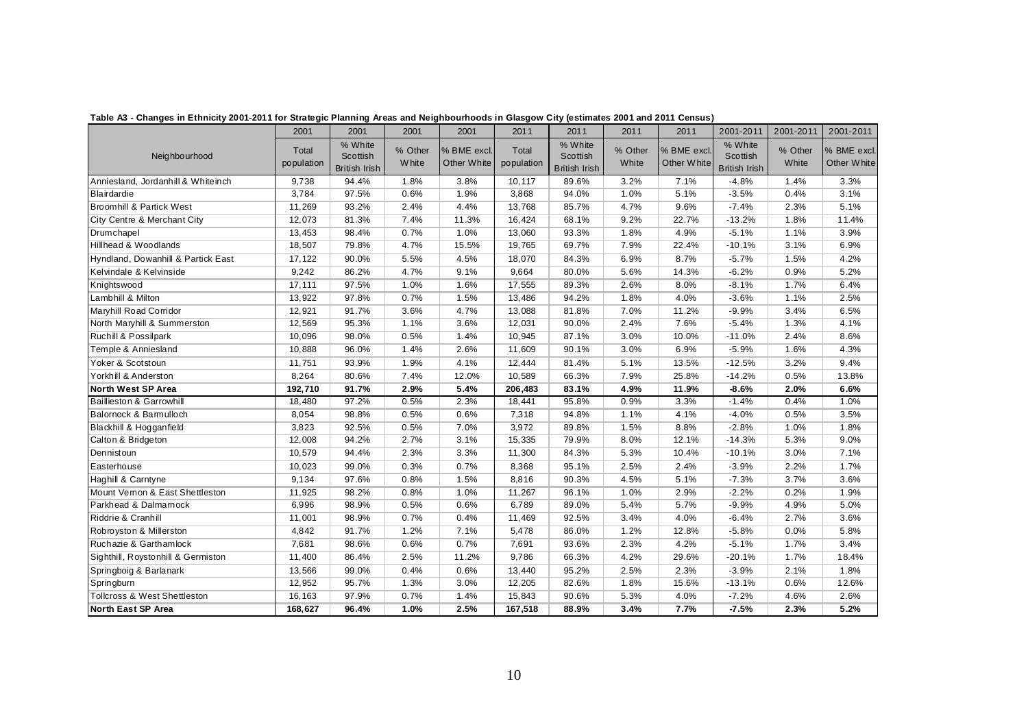**Table A3 - Changes in Ethnicity 2001-2011 for Strategic Planning Areas and Neighbourhoods in Glasgow City (estimates 2001 and 2011 Census)**

| Neighbourhood | 2001 Total population | 2001 % White Scottish British Irish | 2001 % Other White | 2001 % BME excl. Other White | 2011 Total population | 2011 % White Scottish British Irish | 2011 % Other White | 2011 % BME excl. Other White | 2001-2011 % White Scottish British Irish | 2001-2011 % Other White | 2001-2011 % BME excl. Other White |
|---|---|---|---|---|---|---|---|---|---|---|---|
| Anniesland, Jordanhill & Whiteinch | 9,738 | 94.4% | 1.8% | 3.8% | 10,117 | 89.6% | 3.2% | 7.1% | -4.8% | 1.4% | 3.3% |
| Blairdardie | 3,784 | 97.5% | 0.6% | 1.9% | 3,868 | 94.0% | 1.0% | 5.1% | -3.5% | 0.4% | 3.1% |
| Broomhill & Partick West | 11,269 | 93.2% | 2.4% | 4.4% | 13,768 | 85.7% | 4.7% | 9.6% | -7.4% | 2.3% | 5.1% |
| City Centre & Merchant City | 12,073 | 81.3% | 7.4% | 11.3% | 16,424 | 68.1% | 9.2% | 22.7% | -13.2% | 1.8% | 11.4% |
| Drumchapel | 13,453 | 98.4% | 0.7% | 1.0% | 13,060 | 93.3% | 1.8% | 4.9% | -5.1% | 1.1% | 3.9% |
| Hillhead & Woodlands | 18,507 | 79.8% | 4.7% | 15.5% | 19,765 | 69.7% | 7.9% | 22.4% | -10.1% | 3.1% | 6.9% |
| Hyndland, Dowanhill & Partick East | 17,122 | 90.0% | 5.5% | 4.5% | 18,070 | 84.3% | 6.9% | 8.7% | -5.7% | 1.5% | 4.2% |
| Kelvindale & Kelvinside | 9,242 | 86.2% | 4.7% | 9.1% | 9,664 | 80.0% | 5.6% | 14.3% | -6.2% | 0.9% | 5.2% |
| Knightswood | 17,111 | 97.5% | 1.0% | 1.6% | 17,555 | 89.3% | 2.6% | 8.0% | -8.1% | 1.7% | 6.4% |
| Lambhill & Milton | 13,922 | 97.8% | 0.7% | 1.5% | 13,486 | 94.2% | 1.8% | 4.0% | -3.6% | 1.1% | 2.5% |
| Maryhill Road Corridor | 12,921 | 91.7% | 3.6% | 4.7% | 13,088 | 81.8% | 7.0% | 11.2% | -9.9% | 3.4% | 6.5% |
| North Maryhill & Summerston | 12,569 | 95.3% | 1.1% | 3.6% | 12,031 | 90.0% | 2.4% | 7.6% | -5.4% | 1.3% | 4.1% |
| Ruchill & Possilpark | 10,096 | 98.0% | 0.5% | 1.4% | 10,945 | 87.1% | 3.0% | 10.0% | -11.0% | 2.4% | 8.6% |
| Temple & Anniesland | 10,888 | 96.0% | 1.4% | 2.6% | 11,609 | 90.1% | 3.0% | 6.9% | -5.9% | 1.6% | 4.3% |
| Yoker & Scotstoun | 11,751 | 93.9% | 1.9% | 4.1% | 12,444 | 81.4% | 5.1% | 13.5% | -12.5% | 3.2% | 9.4% |
| Yorkhill & Anderston | 8,264 | 80.6% | 7.4% | 12.0% | 10,589 | 66.3% | 7.9% | 25.8% | -14.2% | 0.5% | 13.8% |
| **North West SP Area** | **192,710** | **91.7%** | **2.9%** | **5.4%** | **206,483** | **83.1%** | **4.9%** | **11.9%** | **-8.6%** | **2.0%** | **6.6%** |
| Baillieston & Garrowhill | 18,480 | 97.2% | 0.5% | 2.3% | 18,441 | 95.8% | 0.9% | 3.3% | -1.4% | 0.4% | 1.0% |
| Balornock & Barmulloch | 8,054 | 98.8% | 0.5% | 0.6% | 7,318 | 94.8% | 1.1% | 4.1% | -4.0% | 0.5% | 3.5% |
| Blackhill & Hogganfield | 3,823 | 92.5% | 0.5% | 7.0% | 3,972 | 89.8% | 1.5% | 8.8% | -2.8% | 1.0% | 1.8% |
| Calton & Bridgeton | 12,008 | 94.2% | 2.7% | 3.1% | 15,335 | 79.9% | 8.0% | 12.1% | -14.3% | 5.3% | 9.0% |
| Dennistoun | 10,579 | 94.4% | 2.3% | 3.3% | 11,300 | 84.3% | 5.3% | 10.4% | -10.1% | 3.0% | 7.1% |
| Easterhouse | 10,023 | 99.0% | 0.3% | 0.7% | 8,368 | 95.1% | 2.5% | 2.4% | -3.9% | 2.2% | 1.7% |
| Haghill & Carntyne | 9,134 | 97.6% | 0.8% | 1.5% | 8,816 | 90.3% | 4.5% | 5.1% | -7.3% | 3.7% | 3.6% |
| Mount Vernon & East Shettleston | 11,925 | 98.2% | 0.8% | 1.0% | 11,267 | 96.1% | 1.0% | 2.9% | -2.2% | 0.2% | 1.9% |
| Parkhead & Dalmarnock | 6,996 | 98.9% | 0.5% | 0.6% | 6,789 | 89.0% | 5.4% | 5.7% | -9.9% | 4.9% | 5.0% |
| Riddrie & Cranhill | 11,001 | 98.9% | 0.7% | 0.4% | 11,469 | 92.5% | 3.4% | 4.0% | -6.4% | 2.7% | 3.6% |
| Robroyston & Millerston | 4,842 | 91.7% | 1.2% | 7.1% | 5,478 | 86.0% | 1.2% | 12.8% | -5.8% | 0.0% | 5.8% |
| Ruchazie & Garthamlock | 7,681 | 98.6% | 0.6% | 0.7% | 7,691 | 93.6% | 2.3% | 4.2% | -5.1% | 1.7% | 3.4% |
| Sighthill, Roystonhill & Germiston | 11,400 | 86.4% | 2.5% | 11.2% | 9,786 | 66.3% | 4.2% | 29.6% | -20.1% | 1.7% | 18.4% |
| Springboig & Barlanark | 13,566 | 99.0% | 0.4% | 0.6% | 13,440 | 95.2% | 2.5% | 2.3% | -3.9% | 2.1% | 1.8% |
| Springburn | 12,952 | 95.7% | 1.3% | 3.0% | 12,205 | 82.6% | 1.8% | 15.6% | -13.1% | 0.6% | 12.6% |
| Tollcross & West Shettleston | 16,163 | 97.9% | 0.7% | 1.4% | 15,843 | 90.6% | 5.3% | 4.0% | -7.2% | 4.6% | 2.6% |
| **North East SP Area** | **168,627** | **96.4%** | **1.0%** | **2.5%** | **167,518** | **88.9%** | **3.4%** | **7.7%** | **-7.5%** | **2.3%** | **5.2%** |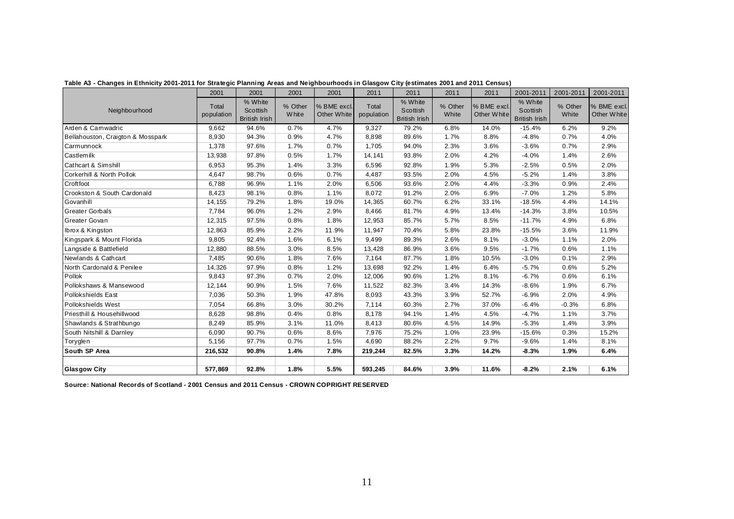**Table A3 - Changes in Ethnicity 2001-2011 for Strategic Planning Areas and Neighbourhoods in Glasgow City (estimates 2001 and 2011 Census)**

| Neighbourhood | 2001 | 2001 | 2001 | 2001 | 2011 | 2011 | 2011 | 2011 | 2001-2011 | 2001-2011 | 2001-2011 |
|---|---|---|---|---|---|---|---|---|---|---|---|
| | Total population | % White Scottish British Irish | % Other White | % BME excl. Other White | Total population | % White Scottish British Irish | % Other White | % BME excl. Other White | % White Scottish British Irish | % Other White | % BME excl. Other White |
| Arden & Carnwadric | 9,662 | 94.6% | 0.7% | 4.7% | 9,327 | 79.2% | 6.8% | 14.0% | -15.4% | 6.2% | 9.2% |
| Bellahouston, Craigton & Mosspark | 8,930 | 94.3% | 0.9% | 4.7% | 8,898 | 89.6% | 1.7% | 8.8% | -4.8% | 0.7% | 4.0% |
| Carmunnock | 1,378 | 97.6% | 1.7% | 0.7% | 1,705 | 94.0% | 2.3% | 3.6% | -3.6% | 0.7% | 2.9% |
| Castlemilk | 13,938 | 97.8% | 0.5% | 1.7% | 14,141 | 93.8% | 2.0% | 4.2% | -4.0% | 1.4% | 2.6% |
| Cathcart & Simshill | 6,953 | 95.3% | 1.4% | 3.3% | 6,596 | 92.8% | 1.9% | 5.3% | -2.5% | 0.5% | 2.0% |
| Corkerhill & North Pollok | 4,647 | 98.7% | 0.6% | 0.7% | 4,487 | 93.5% | 2.0% | 4.5% | -5.2% | 1.4% | 3.8% |
| Croftfoot | 6,788 | 96.9% | 1.1% | 2.0% | 6,506 | 93.6% | 2.0% | 4.4% | -3.3% | 0.9% | 2.4% |
| Crookston & South Cardonald | 8,423 | 98.1% | 0.8% | 1.1% | 8,072 | 91.2% | 2.0% | 6.9% | -7.0% | 1.2% | 5.8% |
| Govanhill | 14,155 | 79.2% | 1.8% | 19.0% | 14,365 | 60.7% | 6.2% | 33.1% | -18.5% | 4.4% | 14.1% |
| Greater Gorbals | 7,784 | 96.0% | 1.2% | 2.9% | 8,466 | 81.7% | 4.9% | 13.4% | -14.3% | 3.8% | 10.5% |
| Greater Govan | 12,315 | 97.5% | 0.8% | 1.8% | 12,953 | 85.7% | 5.7% | 8.5% | -11.7% | 4.9% | 6.8% |
| Ibrox & Kingston | 12,863 | 85.9% | 2.2% | 11.9% | 11,947 | 70.4% | 5.8% | 23.8% | -15.5% | 3.6% | 11.9% |
| Kingspark & Mount Florida | 9,805 | 92.4% | 1.6% | 6.1% | 9,499 | 89.3% | 2.6% | 8.1% | -3.0% | 1.1% | 2.0% |
| Langside & Battlefield | 12,880 | 88.5% | 3.0% | 8.5% | 13,428 | 86.9% | 3.6% | 9.5% | -1.7% | 0.6% | 1.1% |
| Newlands & Cathcart | 7,485 | 90.6% | 1.8% | 7.6% | 7,164 | 87.7% | 1.8% | 10.5% | -3.0% | 0.1% | 2.9% |
| North Cardonald & Penilee | 14,326 | 97.9% | 0.8% | 1.2% | 13,698 | 92.2% | 1.4% | 6.4% | -5.7% | 0.6% | 5.2% |
| Pollok | 9,843 | 97.3% | 0.7% | 2.0% | 12,006 | 90.6% | 1.2% | 8.1% | -6.7% | 0.6% | 6.1% |
| Pollokshaws & Mansewood | 12,144 | 90.9% | 1.5% | 7.6% | 11,522 | 82.3% | 3.4% | 14.3% | -8.6% | 1.9% | 6.7% |
| Pollokshields East | 7,036 | 50.3% | 1.9% | 47.8% | 8,093 | 43.3% | 3.9% | 52.7% | -6.9% | 2.0% | 4.9% |
| Pollokshields West | 7,054 | 66.8% | 3.0% | 30.2% | 7,114 | 60.3% | 2.7% | 37.0% | -6.4% | -0.3% | 6.8% |
| Priesthill & Househillwood | 8,628 | 98.8% | 0.4% | 0.8% | 8,178 | 94.1% | 1.4% | 4.5% | -4.7% | 1.1% | 3.7% |
| Shawlands & Strathbungo | 8,249 | 85.9% | 3.1% | 11.0% | 8,413 | 80.6% | 4.5% | 14.9% | -5.3% | 1.4% | 3.9% |
| South Nitshill & Darnley | 6,090 | 90.7% | 0.6% | 8.6% | 7,976 | 75.2% | 1.0% | 23.9% | -15.6% | 0.3% | 15.2% |
| Toryglen | 5,156 | 97.7% | 0.7% | 1.5% | 4,690 | 88.2% | 2.2% | 9.7% | -9.6% | 1.4% | 8.1% |
| **South SP Area** | **216,532** | **90.8%** | **1.4%** | **7.8%** | **219,244** | **82.5%** | **3.3%** | **14.2%** | **-8.3%** | **1.9%** | **6.4%** |
| **Glasgow City** | **577,869** | **92.8%** | **1.8%** | **5.5%** | **593,245** | **84.6%** | **3.9%** | **11.6%** | **-8.2%** | **2.1%** | **6.1%** |

**Source: National Records of Scotland - 2001 Census and 2011 Census - CROWN COPIRIGHT RESERVED**